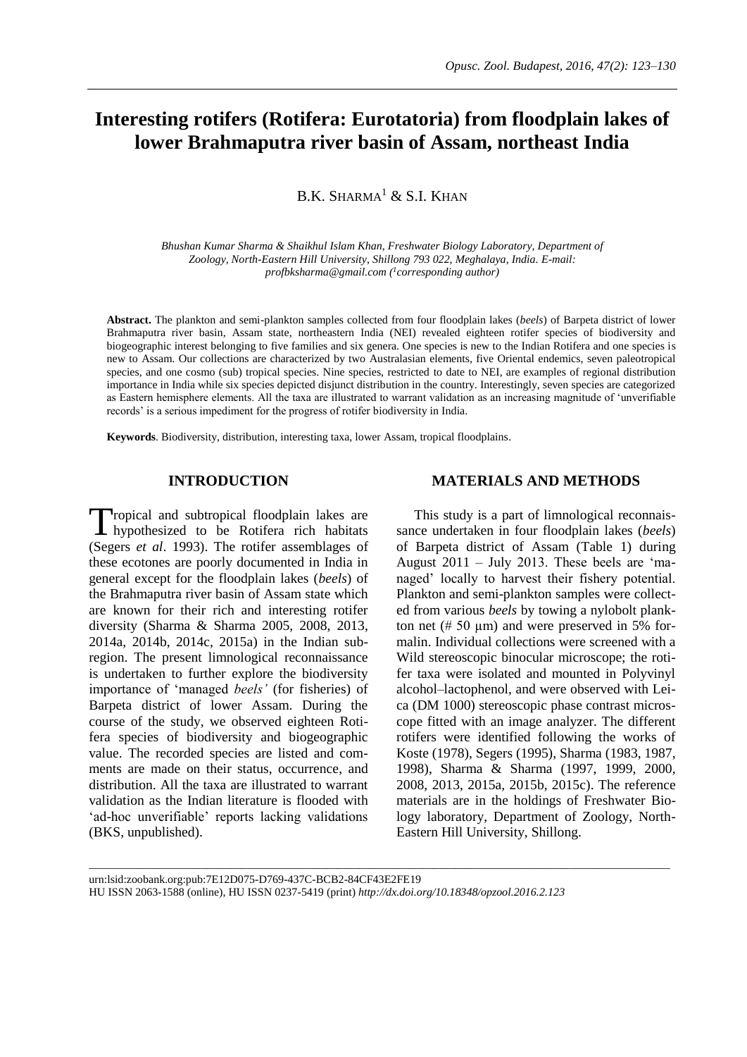# Interesting rotifers (Rotifera: Eurotatoria) from floodplain lakes of lower Brahmaputra river basin of Assam, northeast India

B.K. SHARMA[1] & S.I. KHAN

*Bhushan Kumar Sharma & Shaikhul Islam Khan, Freshwater Biology Laboratory, Department of Zoology, North-Eastern Hill University, Shillong 793 022, Meghalaya, India. E-mail: profbksharma@gmail.com ([1]corresponding author)*

**Abstract.** The plankton and semi-plankton samples collected from four floodplain lakes (*beels*) of Barpeta district of lower Brahmaputra river basin, Assam state, northeastern India (NEI) revealed eighteen rotifer species of biodiversity and biogeographic interest belonging to five families and six genera. One species is new to the Indian Rotifera and one species is new to Assam. Our collections are characterized by two Australasian elements, five Oriental endemics, seven paleotropical species, and one cosmo (sub) tropical species. Nine species, restricted to date to NEI, are examples of regional distribution importance in India while six species depicted disjunct distribution in the country. Interestingly, seven species are categorized as Eastern hemisphere elements. All the taxa are illustrated to warrant validation as an increasing magnitude of 'unverifiable records' is a serious impediment for the progress of rotifer biodiversity in India.

**Keywords**. Biodiversity, distribution, interesting taxa, lower Assam, tropical floodplains.

## INTRODUCTION

Tropical and subtropical floodplain lakes are hypothesized to be Rotifera rich habitats (Segers *et al*. 1993). The rotifer assemblages of these ecotones are poorly documented in India in general except for the floodplain lakes (*beels*) of the Brahmaputra river basin of Assam state which are known for their rich and interesting rotifer diversity (Sharma & Sharma 2005, 2008, 2013, 2014a, 2014b, 2014c, 2015a) in the Indian subregion. The present limnological reconnaissance is undertaken to further explore the biodiversity importance of 'managed *beels'* (for fisheries) of Barpeta district of lower Assam. During the course of the study, we observed eighteen Rotifera species of biodiversity and biogeographic value. The recorded species are listed and comments are made on their status, occurrence, and distribution. All the taxa are illustrated to warrant validation as the Indian literature is flooded with 'ad-hoc unverifiable' reports lacking validations (BKS, unpublished).

## MATERIALS AND METHODS

This study is a part of limnological reconnaissance undertaken in four floodplain lakes (*beels*) of Barpeta district of Assam (Table 1) during August 2011 – July 2013. These beels are 'managed' locally to harvest their fishery potential. Plankton and semi-plankton samples were collected from various *beels* by towing a nylobolt plankton net (# 50 μm) and were preserved in 5% formalin. Individual collections were screened with a Wild stereoscopic binocular microscope; the rotifer taxa were isolated and mounted in Polyvinyl alcohol–lactophenol, and were observed with Leica (DM 1000) stereoscopic phase contrast microscope fitted with an image analyzer. The different rotifers were identified following the works of Koste (1978), Segers (1995), Sharma (1983, 1987, 1998), Sharma & Sharma (1997, 1999, 2000, 2008, 2013, 2015a, 2015b, 2015c). The reference materials are in the holdings of Freshwater Biology laboratory, Department of Zoology, North-Eastern Hill University, Shillong.

urn:lsid:zoobank.org:pub:7E12D075-D769-437C-BCB2-84CF43E2FE19
HU ISSN 2063-1588 (online), HU ISSN 0237-5419 (print) *http://dx.doi.org/10.18348/opzool.2016.2.123*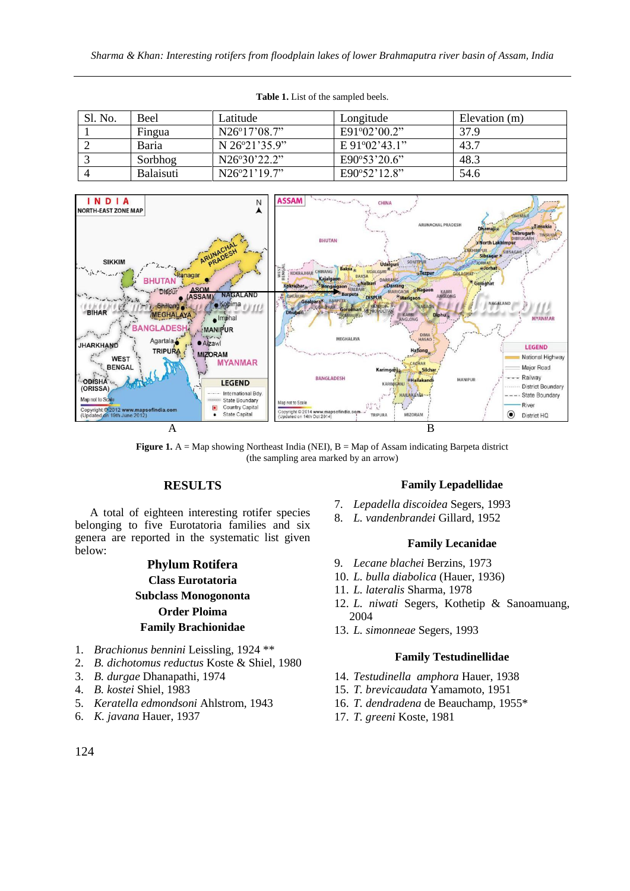**Table 1.** List of the sampled beels.

| Sl. No. | Beel | Latitude | Longitude | Elevation (m) |
|---|---|---|---|---|
| 1 | Fingua | N26º17'08.7" | E91º02'00.2" | 37.9 |
| 2 | Baria | N 26º21'35.9" | E 91º02'43.1" | 43.7 |
| 3 | Sorbhog | N26º30'22.2" | E90º53'20.6" | 48.3 |
| 4 | Balaisuti | N26º21'19.7" | E90º52'12.8" | 54.6 |

**Figure 1.** A = Map showing Northeast India (NEI), B = Map of Assam indicating Barpeta district (the sampling area marked by an arrow)

## RESULTS

A total of eighteen interesting rotifer species belonging to five Eurotatoria families and six genera are reported in the systematic list given below:

**Phylum Rotifera**
**Class Eurotatoria**
**Subclass Monogononta**
**Order Ploima**

### Family Brachionidae

1. *Brachionus bennini* Leissling, 1924 **
2. *B. dichotomus reductus* Koste & Shiel, 1980
3. *B. durgae* Dhanapathi, 1974
4. *B. kostei* Shiel, 1983
5. *Keratella edmondsoni* Ahlstrom, 1943
6. *K. javana* Hauer, 1937

### Family Lepadellidae

7. *Lepadella discoidea* Segers, 1993
8. *L. vandenbrandei* Gillard, 1952

### Family Lecanidae

9. *Lecane blachei* Berzins, 1973
10. *L. bulla diabolica* (Hauer, 1936)
11. *L. lateralis* Sharma, 1978
12. *L. niwati* Segers, Kothetip & Sanoamuang, 2004
13. *L. simonneae* Segers, 1993

### Family Testudinellidae

14. *Testudinella amphora* Hauer, 1938
15. *T. brevicaudata* Yamamoto, 1951
16. *T. dendradena* de Beauchamp, 1955*
17. *T. greeni* Koste, 1981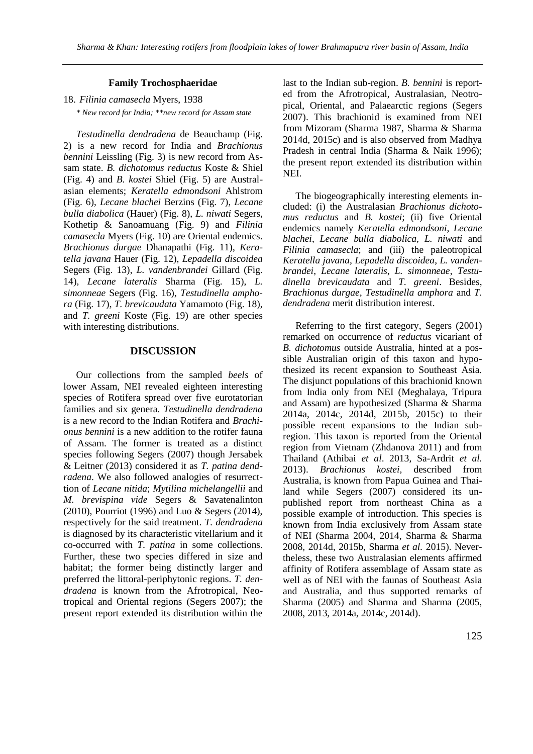**Family Trochosphaeridae**

18. *Filinia camasecla* Myers, 1938

*\* New record for India; \*\*new record for Assam state*

*Testudinella dendradena* de Beauchamp (Fig. 2) is a new record for India and *Brachionus bennini* Leissling (Fig. 3) is new record from Assam state. *B. dichotomus reductus* Koste & Shiel (Fig. 4) and *B. kostei* Shiel (Fig. 5) are Australasian elements; *Keratella edmondsoni* Ahlstrom (Fig. 6), *Lecane blachei* Berzins (Fig. 7), *Lecane bulla diabolica* (Hauer) (Fig. 8), *L. niwati* Segers, Kothetip & Sanoamuang (Fig. 9) and *Filinia camasecla* Myers (Fig. 10) are Oriental endemics. *Brachionus durgae* Dhanapathi (Fig. 11), *Keratella javana* Hauer (Fig. 12), *Lepadella discoidea* Segers (Fig. 13), *L. vandenbrandei* Gillard (Fig. 14), *Lecane lateralis* Sharma (Fig. 15), *L. simonneae* Segers (Fig. 16), *Testudinella amphora* (Fig. 17), *T. brevicaudata* Yamamoto (Fig. 18), and *T. greeni* Koste (Fig. 19) are other species with interesting distributions.

## DISCUSSION

Our collections from the sampled *beels* of lower Assam, NEI revealed eighteen interesting species of Rotifera spread over five eurotatorian families and six genera. *Testudinella dendradena* is a new record to the Indian Rotifera and *Brachionus bennini* is a new addition to the rotifer fauna of Assam. The former is treated as a distinct species following Segers (2007) though Jersabek & Leitner (2013) considered it as *T. patina dendradena*. We also followed analogies of resurrecttion of *Lecane nitida*; *Mytilina michelangellii* and *M. brevispina vide* Segers & Savatenalinton (2010), Pourriot (1996) and Luo & Segers (2014), respectively for the said treatment. *T. dendradena* is diagnosed by its characteristic vitellarium and it co-occurred with *T. patina* in some collections. Further, these two species differed in size and habitat; the former being distinctly larger and preferred the littoral-periphytonic regions. *T. dendradena* is known from the Afrotropical, Neotropical and Oriental regions (Segers 2007); the present report extended its distribution within the last to the Indian sub-region. *B. bennini* is reported from the Afrotropical, Australasian, Neotropical, Oriental, and Palaearctic regions (Segers 2007). This brachionid is examined from NEI from Mizoram (Sharma 1987, Sharma & Sharma 2014d, 2015c) and is also observed from Madhya Pradesh in central India (Sharma & Naik 1996); the present report extended its distribution within NEI.

The biogeographically interesting elements included: (i) the Australasian *Brachionus dichotomus reductus* and *B. kostei*; (ii) five Oriental endemics namely *Keratella edmondsoni*, *Lecane blachei*, *Lecane bulla diabolica*, *L. niwati* and *Filinia camasecla*; and (iii) the paleotropical *Keratella javana*, *Lepadella discoidea*, *L. vandenbrandei*, *Lecane lateralis*, *L. simonneae*, *Testudinella brevicaudata* and *T. greeni*. Besides, *Brachionus durgae*, *Testudinella amphora* and *T. dendradena* merit distribution interest.

Referring to the first category, Segers (2001) remarked on occurrence of *reductus* vicariant of *B. dichotomus* outside Australia, hinted at a possible Australian origin of this taxon and hypothesized its recent expansion to Southeast Asia. The disjunct populations of this brachionid known from India only from NEI (Meghalaya, Tripura and Assam) are hypothesized (Sharma & Sharma 2014a, 2014c, 2014d, 2015b, 2015c) to their possible recent expansions to the Indian sub-region. This taxon is reported from the Oriental region from Vietnam (Zhdanova 2011) and from Thailand (Athibai *et al*. 2013, Sa-Ardrit *et al.* 2013). *Brachionus kostei,* described from Australia, is known from Papua Guinea and Thailand while Segers (2007) considered its unpublished report from northeast China as a possible example of introduction. This species is known from India exclusively from Assam state of NEI (Sharma 2004, 2014, Sharma & Sharma 2008, 2014d, 2015b, Sharma *et al.* 2015). Nevertheless, these two Australasian elements affirmed affinity of Rotifera assemblage of Assam state as well as of NEI with the faunas of Southeast Asia and Australia, and thus supported remarks of Sharma (2005) and Sharma and Sharma (2005, 2008, 2013, 2014a, 2014c, 2014d).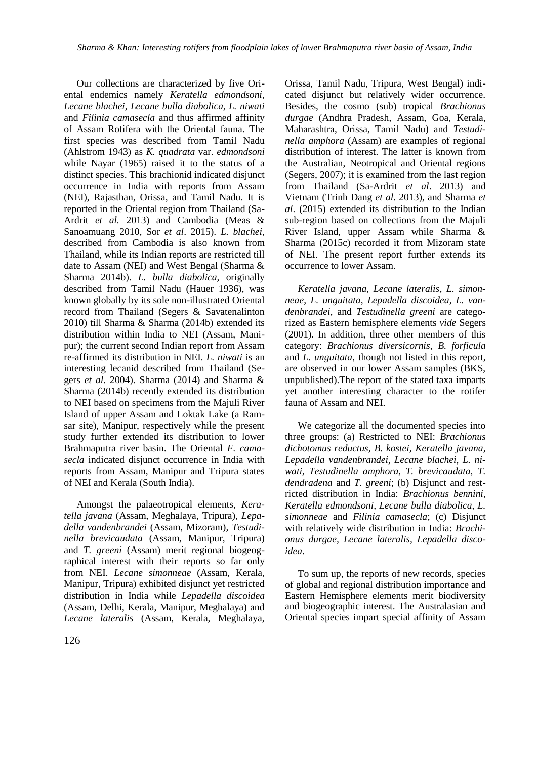Our collections are characterized by five Oriental endemics namely *Keratella edmondsoni*, *Lecane blachei*, *Lecane bulla diabolica, L. niwati* and *Filinia camasecla* and thus affirmed affinity of Assam Rotifera with the Oriental fauna. The first species was described from Tamil Nadu (Ahlstrom 1943) as *K. quadrata* var. *edmondsoni* while Nayar (1965) raised it to the status of a distinct species. This brachionid indicated disjunct occurrence in India with reports from Assam (NEI), Rajasthan, Orissa, and Tamil Nadu. It is reported in the Oriental region from Thailand (Sa-Ardrit *et al.* 2013) and Cambodia (Meas & Sanoamuang 2010, Sor *et al*. 2015). *L. blachei*, described from Cambodia is also known from Thailand, while its Indian reports are restricted till date to Assam (NEI) and West Bengal (Sharma & Sharma 2014b). *L. bulla diabolica,* originally described from Tamil Nadu (Hauer 1936), was known globally by its sole non-illustrated Oriental record from Thailand (Segers & Savatenalinton 2010) till Sharma & Sharma (2014b) extended its distribution within India to NEI (Assam, Manipur); the current second Indian report from Assam re-affirmed its distribution in NEI. *L. niwati* is an interesting lecanid described from Thailand (Segers *et al*. 2004). Sharma (2014) and Sharma & Sharma (2014b) recently extended its distribution to NEI based on specimens from the Majuli River Island of upper Assam and Loktak Lake (a Ramsar site), Manipur, respectively while the present study further extended its distribution to lower Brahmaputra river basin. The Oriental *F. camasecla* indicated disjunct occurrence in India with reports from Assam, Manipur and Tripura states of NEI and Kerala (South India).

Amongst the palaeotropical elements, *Keratella javana* (Assam, Meghalaya, Tripura), *Lepadella vandenbrandei* (Assam, Mizoram), *Testudinella brevicaudata* (Assam, Manipur, Tripura) and *T. greeni* (Assam) merit regional biogeographical interest with their reports so far only from NEI. *Lecane simonneae* (Assam, Kerala, Manipur, Tripura) exhibited disjunct yet restricted distribution in India while *Lepadella discoidea* (Assam, Delhi, Kerala, Manipur, Meghalaya) and *Lecane lateralis* (Assam, Kerala, Meghalaya, Orissa, Tamil Nadu, Tripura, West Bengal) indicated disjunct but relatively wider occurrence. Besides, the cosmo (sub) tropical *Brachionus durgae* (Andhra Pradesh, Assam, Goa, Kerala, Maharashtra, Orissa, Tamil Nadu) and *Testudinella amphora* (Assam) are examples of regional distribution of interest. The latter is known from the Australian, Neotropical and Oriental regions (Segers, 2007); it is examined from the last region from Thailand (Sa-Ardrit *et al*. 2013) and Vietnam (Trinh Dang *et al*. 2013), and Sharma *et al*. (2015) extended its distribution to the Indian sub-region based on collections from the Majuli River Island, upper Assam while Sharma & Sharma (2015c) recorded it from Mizoram state of NEI. The present report further extends its occurrence to lower Assam.

*Keratella javana*, *Lecane lateralis*, *L. simonneae*, *L. unguitata*, *Lepadella discoidea*, *L. vandenbrandei*, and *Testudinella greeni* are categorized as Eastern hemisphere elements *vide* Segers (2001). In addition, three other members of this category: *Brachionus diversicornis*, *B. forficula* and *L. unguitata*, though not listed in this report, are observed in our lower Assam samples (BKS, unpublished).The report of the stated taxa imparts yet another interesting character to the rotifer fauna of Assam and NEI.

We categorize all the documented species into three groups: (a) Restricted to NEI: *Brachionus dichotomus reductus*, *B. kostei*, *Keratella javana*, *Lepadella vandenbrandei*, *Lecane blachei, L. niwati, Testudinella amphora, T. brevicaudata, T. dendradena* and *T. greeni*; (b) Disjunct and restricted distribution in India: *Brachionus bennini*, *Keratella edmondsoni, Lecane bulla diabolica, L. simonneae* and *Filinia camasecla*; (c) Disjunct with relatively wide distribution in India: *Brachionus durgae, Lecane lateralis, Lepadella discoidea*.

To sum up, the reports of new records, species of global and regional distribution importance and Eastern Hemisphere elements merit biodiversity and biogeographic interest. The Australasian and Oriental species impart special affinity of Assam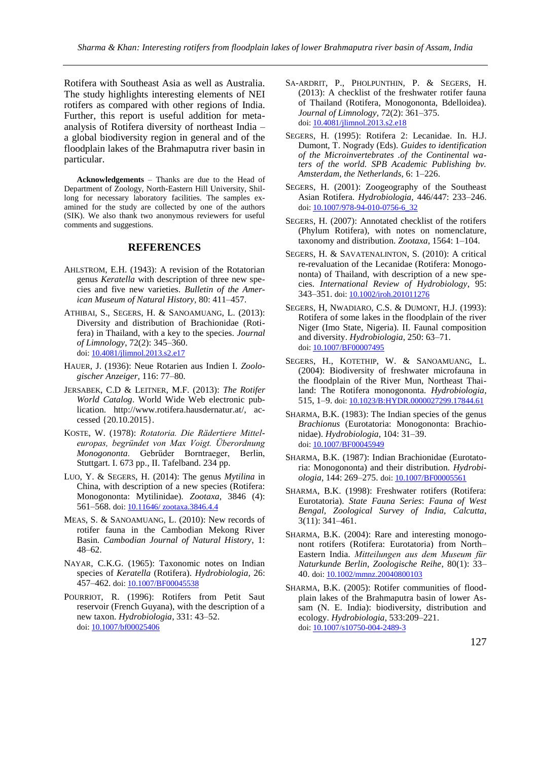Rotifera with Southeast Asia as well as Australia. The study highlights interesting elements of NEI rotifers as compared with other regions of India. Further, this report is useful addition for meta-analysis of Rotifera diversity of northeast India – a global biodiversity region in general and of the floodplain lakes of the Brahmaputra river basin in particular.

**Acknowledgements** – Thanks are due to the Head of Department of Zoology, North-Eastern Hill University, Shillong for necessary laboratory facilities. The samples examined for the study are collected by one of the authors (SIK). We also thank two anonymous reviewers for useful comments and suggestions.

## REFERENCES

AHLSTROM, E.H. (1943): A revision of the Rotatorian genus *Keratella* with description of three new species and five new varieties. *Bulletin of the American Museum of Natural History,* 80: 411–457.

ATHIBAI, S., SEGERS, H. & SANOAMUANG, L. (2013): Diversity and distribution of Brachionidae (Rotifera) in Thailand, with a key to the species. *Journal of Limnology*, 72(2): 345–360. doi: 10.4081/jlimnol.2013.s2.e17

HAUER, J. (1936): Neue Rotarien aus Indien I. *Zoologischer Anzeiger,* 116: 77–80.

JERSABEK, C.D & LEITNER, M.F. (2013): *The Rotifer World Catalog*. World Wide Web electronic publication. http://www.rotifera.hausdernatur.at/, accessed {20.10.2015}.

KOSTE, W. (1978): *Rotatoria. Die Rädertiere Mitteleuropas, begründet von Max Voigt. Überordnung Monogononta*. Gebrüder Borntraeger, Berlin, Stuttgart. I. 673 pp., II. Tafelband. 234 pp.

LUO, Y. & SEGERS, H. (2014): The genus *Mytilina* in China, with description of a new species (Rotifera: Monogononta: Mytilinidae). *Zootaxa*, 3846 (4): 561–568. doi: 10.11646/ zootaxa.3846.4.4

MEAS, S. & SANOAMUANG, L. (2010): New records of rotifer fauna in the Cambodian Mekong River Basin. *Cambodian Journal of Natural History*, 1: 48–62.

NAYAR, C.K.G. (1965): Taxonomic notes on Indian species of *Keratella* (Rotifera). *Hydrobiologia,* 26: 457–462. doi: 10.1007/BF00045538

POURRIOT, R. (1996): Rotifers from Petit Saut reservoir (French Guyana), with the description of a new taxon. *Hydrobiologia*, 331: 43–52. doi: 10.1007/bf00025406

SA-ARDRIT, P., PHOLPUNTHIN, P. & SEGERS, H. (2013): A checklist of the freshwater rotifer fauna of Thailand (Rotifera, Monogononta, Bdelloidea). *Journal of Limnology*, 72(2): 361–375. doi: 10.4081/jlimnol.2013.s2.e18

SEGERS, H. (1995): Rotifera 2: Lecanidae. In. H.J. Dumont, T. Nogrady (Eds). *Guides to identification of the Microinvertebrates .of the Continental waters of the world. SPB Academic Publishing bv. Amsterdam, the Netherlands*, 6: 1–226.

SEGERS, H. (2001): Zoogeography of the Southeast Asian Rotifera. *Hydrobiologia*, 446/447: 233–246. doi: 10.1007/978-94-010-0756-6_32

SEGERS, H. (2007): Annotated checklist of the rotifers (Phylum Rotifera), with notes on nomenclature, taxonomy and distribution. *Zootaxa*, 1564: 1–104.

SEGERS, H. & SAVATENALINTON, S. (2010): A critical re-revaluation of the Lecanidae (Rotifera: Monogononta) of Thailand, with description of a new species. *International Review of Hydrobiology*, 95: 343–351. doi: 10.1002/iroh.201011276

SEGERS, H, NWADIARO, C.S. & DUMONT, H.J. (1993): Rotifera of some lakes in the floodplain of the river Niger (Imo State, Nigeria). II. Faunal composition and diversity. *Hydrobiologia*, 250: 63–71. doi: 10.1007/BF00007495

SEGERS, H., KOTETHIP, W. & SANOAMUANG, L. (2004): Biodiversity of freshwater microfauna in the floodplain of the River Mun, Northeast Thailand: The Rotifera monogononta. *Hydrobiologia*, 515, 1–9. doi: 10.1023/B:HYDR.0000027299.17844.61

SHARMA, B.K. (1983): The Indian species of the genus *Brachionus* (Eurotatoria: Monogononta: Brachionidae). *Hydrobiologia*, 104: 31–39. doi: 10.1007/BF00045949

SHARMA, B.K. (1987): Indian Brachionidae (Eurotatoria: Monogononta) and their distribution. *Hydrobiologia*, 144: 269–275. doi: 10.1007/BF00005561

SHARMA, B.K. (1998): Freshwater rotifers (Rotifera: Eurotatoria). *State Fauna Series*: *Fauna of West Bengal, Zoological Survey of India, Calcutta*, 3(11): 341–461.

SHARMA, B.K. (2004): Rare and interesting monogonont rotifers (Rotifera: Eurotatoria) from North–Eastern India. *Mitteilungen aus dem Museum für Naturkunde Berlin, Zoologische Reihe*, 80(1): 33–40. doi: 10.1002/mmnz.20040800103

SHARMA, B.K. (2005): Rotifer communities of floodplain lakes of the Brahmaputra basin of lower Assam (N. E. India): biodiversity, distribution and ecology. *Hydrobiologia*, 533:209–221. doi: 10.1007/s10750-004-2489-3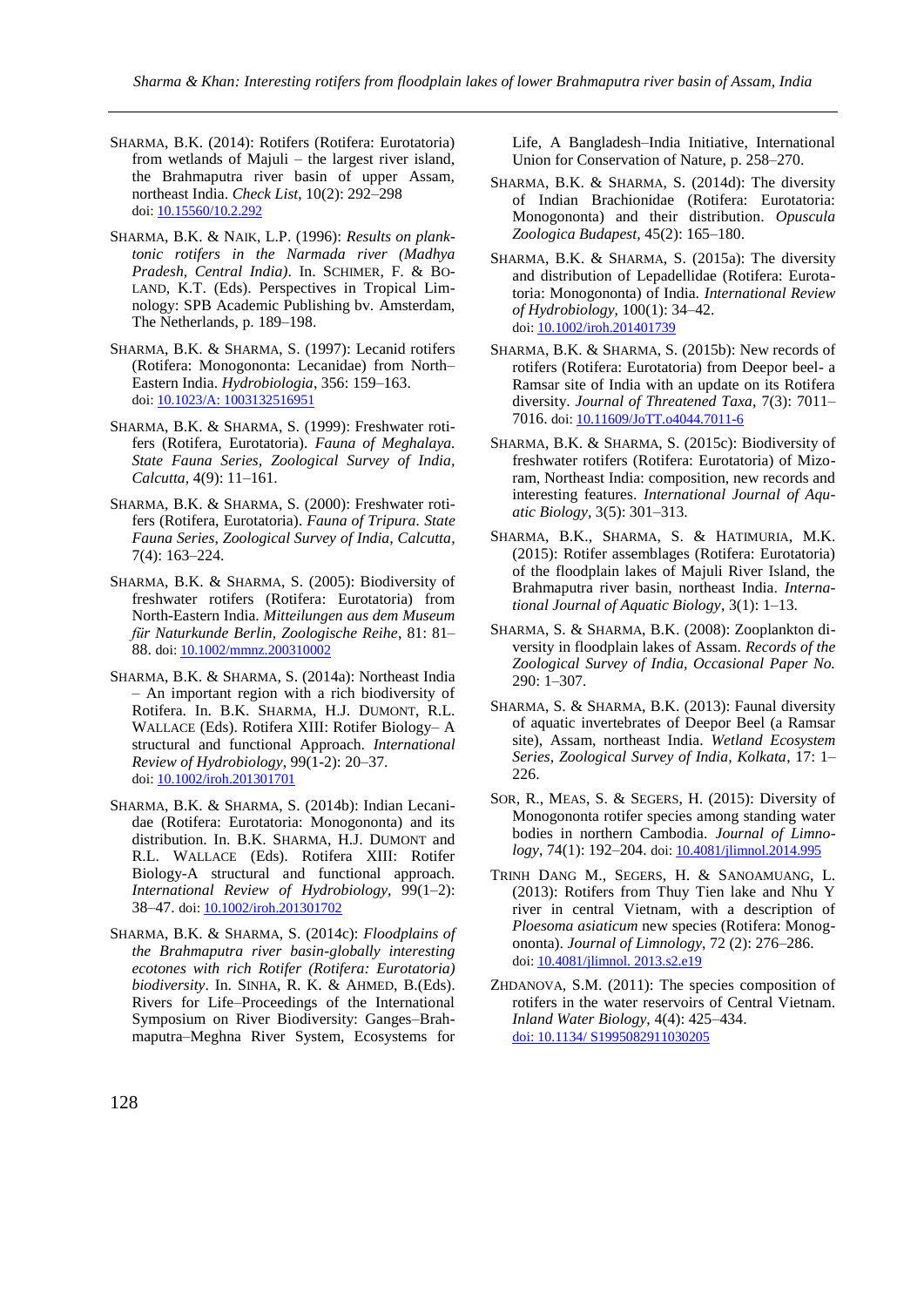SHARMA, B.K. (2014): Rotifers (Rotifera: Eurotatoria) from wetlands of Majuli – the largest river island, the Brahmaputra river basin of upper Assam, northeast India. *Check List*, 10(2): 292–298 doi: 10.15560/10.2.292

SHARMA, B.K. & NAIK, L.P. (1996): *Results on planktonic rotifers in the Narmada river (Madhya Pradesh, Central India)*. In. SCHIMER, F. & BOLAND, K.T. (Eds). Perspectives in Tropical Limnology: SPB Academic Publishing bv. Amsterdam, The Netherlands, p. 189–198.

SHARMA, B.K. & SHARMA, S. (1997): Lecanid rotifers (Rotifera: Monogononta: Lecanidae) from North–Eastern India. *Hydrobiologia*, 356: 159–163. doi: 10.1023/A: 1003132516951

SHARMA, B.K. & SHARMA, S. (1999): Freshwater rotifers (Rotifera, Eurotatoria). *Fauna of Meghalaya. State Fauna Series, Zoological Survey of India, Calcutta*, 4(9): 11–161.

SHARMA, B.K. & SHARMA, S. (2000): Freshwater rotifers (Rotifera, Eurotatoria). *Fauna of Tripura. State Fauna Series, Zoological Survey of India, Calcutta*, 7(4): 163–224.

SHARMA, B.K. & SHARMA, S. (2005): Biodiversity of freshwater rotifers (Rotifera: Eurotatoria) from North-Eastern India. *Mitteilungen aus dem Museum für Naturkunde Berlin, Zoologische Reihe*, 81: 81–88. doi: 10.1002/mmnz.200310002

SHARMA, B.K. & SHARMA, S. (2014a): Northeast India – An important region with a rich biodiversity of Rotifera. In. B.K. SHARMA, H.J. DUMONT, R.L. WALLACE (Eds). Rotifera XIII: Rotifer Biology– A structural and functional Approach. *International Review of Hydrobiology*, 99(1-2): 20–37. doi: 10.1002/iroh.201301701

SHARMA, B.K. & SHARMA, S. (2014b): Indian Lecanidae (Rotifera: Eurotatoria: Monogononta) and its distribution. In. B.K. SHARMA, H.J. DUMONT and R.L. WALLACE (Eds). Rotifera XIII: Rotifer Biology-A structural and functional approach. *International Review of Hydrobiology*, 99(1–2): 38–47. doi: 10.1002/iroh.201301702

SHARMA, B.K. & SHARMA, S. (2014c): *Floodplains of the Brahmaputra river basin-globally interesting ecotones with rich Rotifer (Rotifera: Eurotatoria) biodiversity*. In. SINHA, R. K. & AHMED, B.(Eds). Rivers for Life–Proceedings of the International Symposium on River Biodiversity: Ganges–Brahmaputra–Meghna River System, Ecosystems for Life, A Bangladesh–India Initiative, International Union for Conservation of Nature, p. 258–270.

SHARMA, B.K. & SHARMA, S. (2014d): The diversity of Indian Brachionidae (Rotifera: Eurotatoria: Monogononta) and their distribution. *Opuscula Zoologica Budapest*, 45(2): 165–180.

SHARMA, B.K. & SHARMA, S. (2015a): The diversity and distribution of Lepadellidae (Rotifera: Eurotatoria: Monogononta) of India. *International Review of Hydrobiology*, 100(1): 34–42. doi: 10.1002/iroh.201401739

SHARMA, B.K. & SHARMA, S. (2015b): New records of rotifers (Rotifera: Eurotatoria) from Deepor beel- a Ramsar site of India with an update on its Rotifera diversity. *Journal of Threatened Taxa*, 7(3): 7011–7016. doi: 10.11609/JoTT.o4044.7011-6

SHARMA, B.K. & SHARMA, S. (2015c): Biodiversity of freshwater rotifers (Rotifera: Eurotatoria) of Mizoram, Northeast India: composition, new records and interesting features. *International Journal of Aquatic Biology*, 3(5): 301–313.

SHARMA, B.K., SHARMA, S. & HATIMURIA, M.K. (2015): Rotifer assemblages (Rotifera: Eurotatoria) of the floodplain lakes of Majuli River Island, the Brahmaputra river basin, northeast India. *International Journal of Aquatic Biology*, 3(1): 1–13.

SHARMA, S. & SHARMA, B.K. (2008): Zooplankton diversity in floodplain lakes of Assam. *Records of the Zoological Survey of India, Occasional Paper No.* 290: 1–307.

SHARMA, S. & SHARMA, B.K. (2013): Faunal diversity of aquatic invertebrates of Deepor Beel (a Ramsar site), Assam, northeast India. *Wetland Ecosystem Series, Zoological Survey of India, Kolkata*, 17: 1–226.

SOR, R., MEAS, S. & SEGERS, H. (2015): Diversity of Monogononta rotifer species among standing water bodies in northern Cambodia. *Journal of Limnology*, 74(1): 192–204. doi: 10.4081/jlimnol.2014.995

TRINH DANG M., SEGERS, H. & SANOAMUANG, L. (2013): Rotifers from Thuy Tien lake and Nhu Y river in central Vietnam, with a description of *Plesoma asiaticum* new species (Rotifera: Monogononta). *Journal of Limnology*, 72 (2): 276–286. doi: 10.4081/jlimnol. 2013.s2.e19

ZHDANOVA, S.M. (2011): The species composition of rotifers in the water reservoirs of Central Vietnam. *Inland Water Biology*, 4(4): 425–434. doi: 10.1134/ S1995082911030205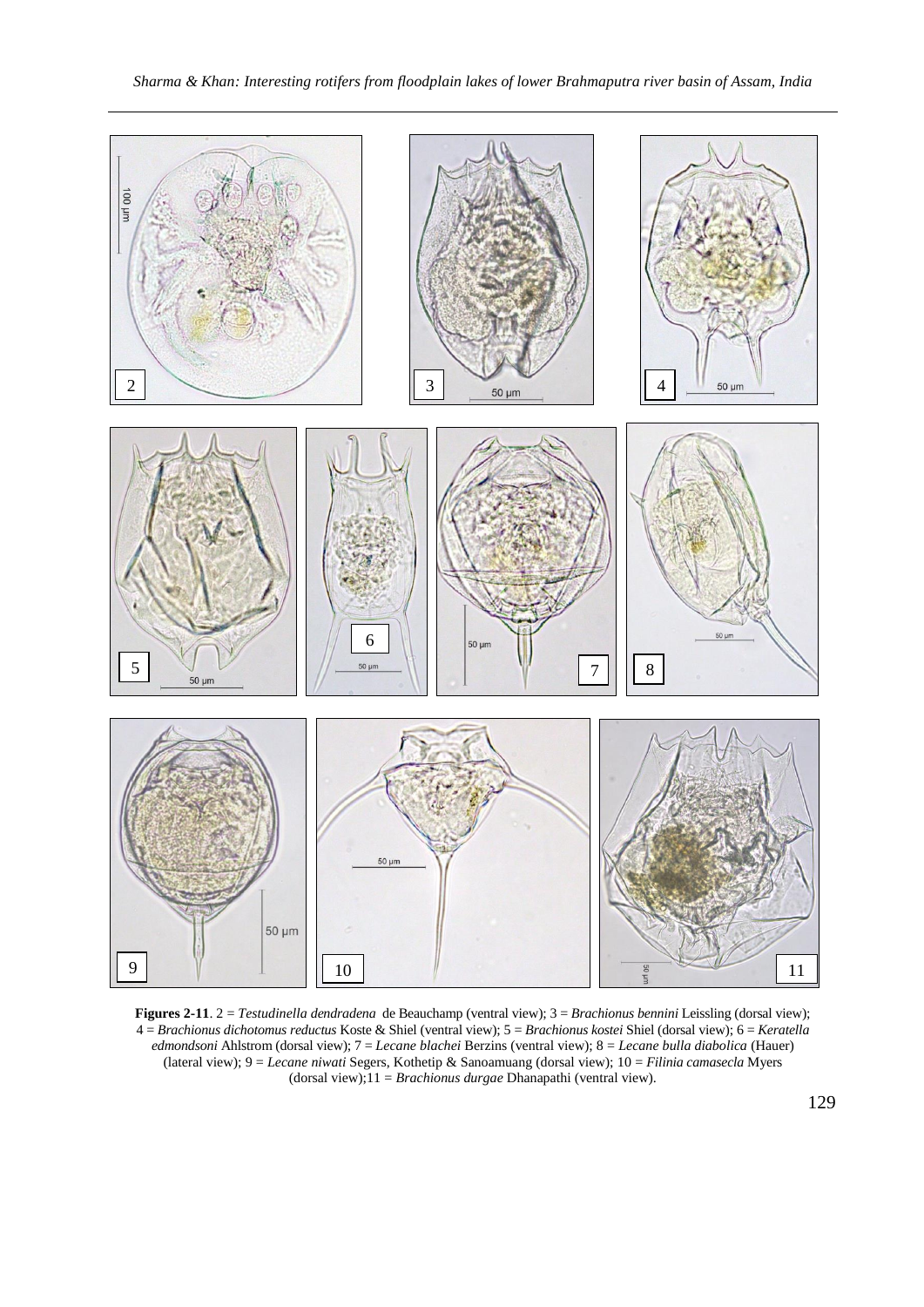**Figures 2-11**. 2 = *Testudinella dendradena* de Beauchamp (ventral view); 3 = *Brachionus bennini* Leissling (dorsal view); 4 = *Brachionus dichotomus reductus* Koste & Shiel (ventral view); 5 = *Brachionus kostei* Shiel (dorsal view); 6 = *Keratella edmondsoni* Ahlstrom (dorsal view); 7 = *Lecane blachei* Berzins (ventral view); 8 = *Lecane bulla diabolica* (Hauer) (lateral view); 9 = *Lecane niwati* Segers, Kothetip & Sanoamuang (dorsal view); 10 = *Filinia camasecla* Myers (dorsal view);11 = *Brachionus durgae* Dhanapathi (ventral view).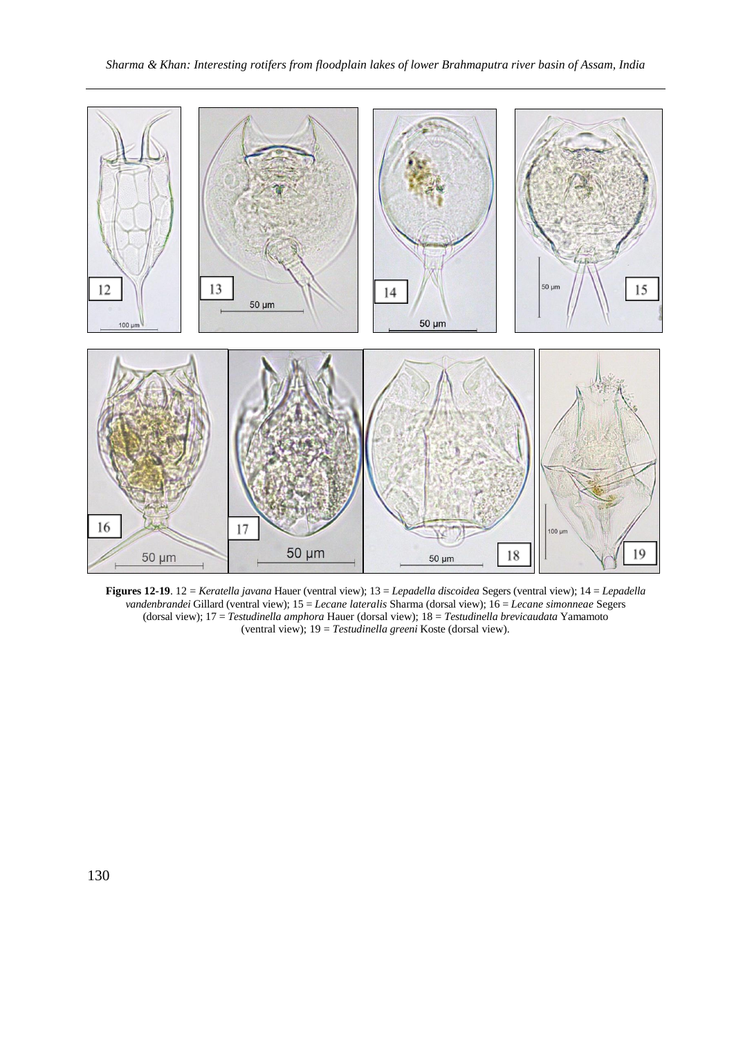**Figures 12-19**. 12 = *Keratella javana* Hauer (ventral view); 13 = *Lepadella discoidea* Segers (ventral view); 14 = *Lepadella vandenbrandei* Gillard (ventral view); 15 = *Lecane lateralis* Sharma (dorsal view); 16 = *Lecane simonneae* Segers (dorsal view); 17 = *Testudinella amphora* Hauer (dorsal view); 18 = *Testudinella brevicaudata* Yamamoto (ventral view); 19 = *Testudinella greeni* Koste (dorsal view).